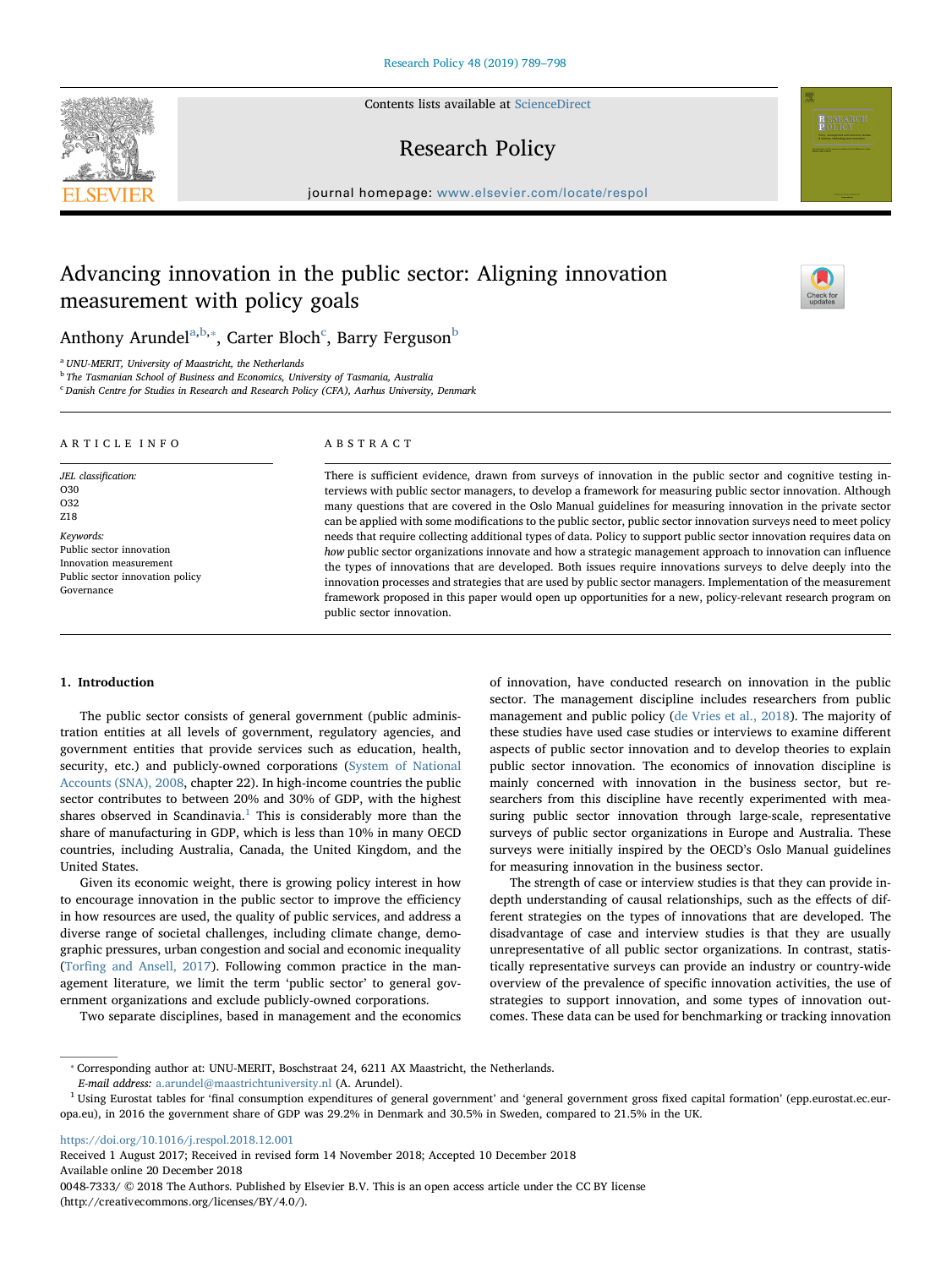# Advancing innovation in the public sector: Aligning innovation measurement with policy goals

Anthony Arundel[a,b,*], Carter Bloch[c], Barry Ferguson[b]

[a] UNU-MERIT, University of Maastricht, the Netherlands

[b] The Tasmanian School of Business and Economics, University of Tasmania, Australia

[c] Danish Centre for Studies in Research and Research Policy (CFA), Aarhus University, Denmark

## ARTICLE INFO

*JEL classification:*
O30
O32
Z18

*Keywords:*
Public sector innovation
Innovation measurement
Public sector innovation policy
Governance

## ABSTRACT

There is sufficient evidence, drawn from surveys of innovation in the public sector and cognitive testing interviews with public sector managers, to develop a framework for measuring public sector innovation. Although many questions that are covered in the Oslo Manual guidelines for measuring innovation in the private sector can be applied with some modifications to the public sector, public sector innovation surveys need to meet policy needs that require collecting additional types of data. Policy to support public sector innovation requires data on *how* public sector organizations innovate and how a strategic management approach to innovation can influence the types of innovations that are developed. Both issues require innovations surveys to delve deeply into the innovation processes and strategies that are used by public sector managers. Implementation of the measurement framework proposed in this paper would open up opportunities for a new, policy-relevant research program on public sector innovation.

## 1. Introduction

The public sector consists of general government (public administration entities at all levels of government, regulatory agencies, and government entities that provide services such as education, health, security, etc.) and publicly-owned corporations (System of National Accounts (SNA), 2008, chapter 22). In high-income countries the public sector contributes to between 20% and 30% of GDP, with the highest shares observed in Scandinavia.[1] This is considerably more than the share of manufacturing in GDP, which is less than 10% in many OECD countries, including Australia, Canada, the United Kingdom, and the United States.

Given its economic weight, there is growing policy interest in how to encourage innovation in the public sector to improve the efficiency in how resources are used, the quality of public services, and address a diverse range of societal challenges, including climate change, demographic pressures, urban congestion and social and economic inequality (Torfing and Ansell, 2017). Following common practice in the management literature, we limit the term 'public sector' to general government organizations and exclude publicly-owned corporations.

Two separate disciplines, based in management and the economics of innovation, have conducted research on innovation in the public sector. The management discipline includes researchers from public management and public policy (de Vries et al., 2018). The majority of these studies have used case studies or interviews to examine different aspects of public sector innovation and to develop theories to explain public sector innovation. The economics of innovation discipline is mainly concerned with innovation in the business sector, but researchers from this discipline have recently experimented with measuring public sector innovation through large-scale, representative surveys of public sector organizations in Europe and Australia. These surveys were initially inspired by the OECD's Oslo Manual guidelines for measuring innovation in the business sector.

The strength of case or interview studies is that they can provide in-depth understanding of causal relationships, such as the effects of different strategies on the types of innovations that are developed. The disadvantage of case and interview studies is that they are usually unrepresentative of all public sector organizations. In contrast, statistically representative surveys can provide an industry or country-wide overview of the prevalence of specific innovation activities, the use of strategies to support innovation, and some types of innovation outcomes. These data can be used for benchmarking or tracking innovation

* Corresponding author at: UNU-MERIT, Boschstraat 24, 6211 AX Maastricht, the Netherlands.
*E-mail address:* a.arundel@maastrichtuniversity.nl (A. Arundel).

[1] Using Eurostat tables for 'final consumption expenditures of general government' and 'general government gross fixed capital formation' (epp.eurostat.ec.europa.eu), in 2016 the government share of GDP was 29.2% in Denmark and 30.5% in Sweden, compared to 21.5% in the UK.

https://doi.org/10.1016/j.respol.2018.12.001
Received 1 August 2017; Received in revised form 14 November 2018; Accepted 10 December 2018
Available online 20 December 2018
0048-7333/ © 2018 The Authors. Published by Elsevier B.V. This is an open access article under the CC BY license (http://creativecommons.org/licenses/BY/4.0/).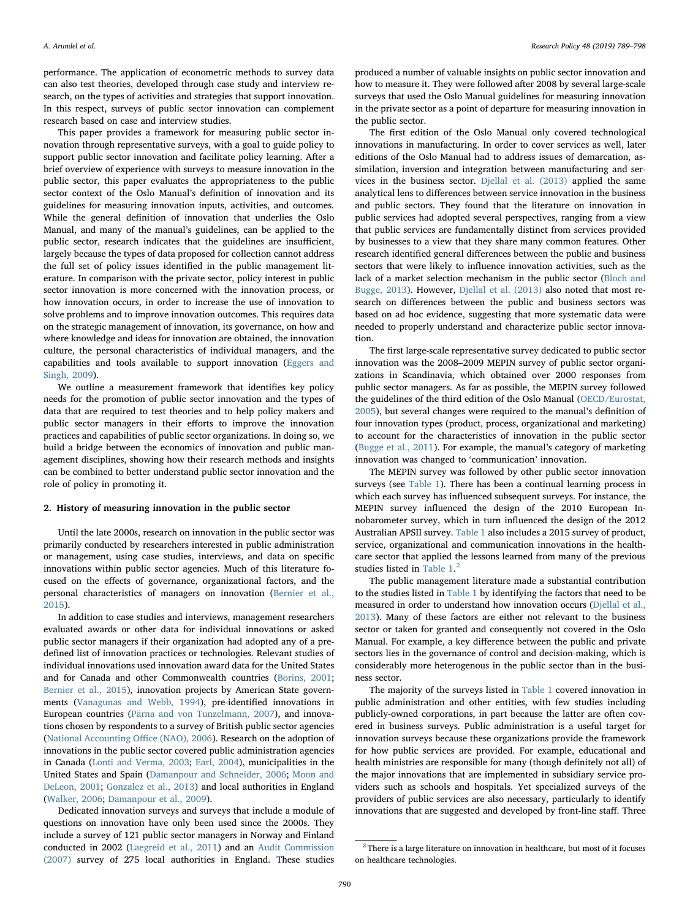performance. The application of econometric methods to survey data can also test theories, developed through case study and interview research, on the types of activities and strategies that support innovation. In this respect, surveys of public sector innovation can complement research based on case and interview studies.

This paper provides a framework for measuring public sector innovation through representative surveys, with a goal to guide policy to support public sector innovation and facilitate policy learning. After a brief overview of experience with surveys to measure innovation in the public sector, this paper evaluates the appropriateness to the public sector context of the Oslo Manual's definition of innovation and its guidelines for measuring innovation inputs, activities, and outcomes. While the general definition of innovation that underlies the Oslo Manual, and many of the manual's guidelines, can be applied to the public sector, research indicates that the guidelines are insufficient, largely because the types of data proposed for collection cannot address the full set of policy issues identified in the public management literature. In comparison with the private sector, policy interest in public sector innovation is more concerned with the innovation process, or how innovation occurs, in order to increase the use of innovation to solve problems and to improve innovation outcomes. This requires data on the strategic management of innovation, its governance, on how and where knowledge and ideas for innovation are obtained, the innovation culture, the personal characteristics of individual managers, and the capabilities and tools available to support innovation (Eggers and Singh, 2009).

We outline a measurement framework that identifies key policy needs for the promotion of public sector innovation and the types of data that are required to test theories and to help policy makers and public sector managers in their efforts to improve the innovation practices and capabilities of public sector organizations. In doing so, we build a bridge between the economics of innovation and public management disciplines, showing how their research methods and insights can be combined to better understand public sector innovation and the role of policy in promoting it.

## 2. History of measuring innovation in the public sector

Until the late 2000s, research on innovation in the public sector was primarily conducted by researchers interested in public administration or management, using case studies, interviews, and data on specific innovations within public sector agencies. Much of this literature focused on the effects of governance, organizational factors, and the personal characteristics of managers on innovation (Bernier et al., 2015).

In addition to case studies and interviews, management researchers evaluated awards or other data for individual innovations or asked public sector managers if their organization had adopted any of a predefined list of innovation practices or technologies. Relevant studies of individual innovations used innovation award data for the United States and for Canada and other Commonwealth countries (Borins, 2001; Bernier et al., 2015), innovation projects by American State governments (Vanagunas and Webb, 1994), pre-identified innovations in European countries (Pärna and von Tunzelmann, 2007), and innovations chosen by respondents to a survey of British public sector agencies (National Accounting Office (NAO), 2006). Research on the adoption of innovations in the public sector covered public administration agencies in Canada (Lonti and Verma, 2003; Earl, 2004), municipalities in the United States and Spain (Damanpour and Schneider, 2006; Moon and DeLeon, 2001; Gonzalez et al., 2013) and local authorities in England (Walker, 2006; Damanpour et al., 2009).

Dedicated innovation surveys and surveys that include a module of questions on innovation have only been used since the 2000s. They include a survey of 121 public sector managers in Norway and Finland conducted in 2002 (Laegreid et al., 2011) and an Audit Commission (2007) survey of 275 local authorities in England. These studies produced a number of valuable insights on public sector innovation and how to measure it. They were followed after 2008 by several large-scale surveys that used the Oslo Manual guidelines for measuring innovation in the private sector as a point of departure for measuring innovation in the public sector.

The first edition of the Oslo Manual only covered technological innovations in manufacturing. In order to cover services as well, later editions of the Oslo Manual had to address issues of demarcation, assimilation, inversion and integration between manufacturing and services in the business sector. Djellal et al. (2013) applied the same analytical lens to differences between service innovation in the business and public sectors. They found that the literature on innovation in public services had adopted several perspectives, ranging from a view that public services are fundamentally distinct from services provided by businesses to a view that they share many common features. Other research identified general differences between the public and business sectors that were likely to influence innovation activities, such as the lack of a market selection mechanism in the public sector (Bloch and Bugge, 2013). However, Djellal et al. (2013) also noted that most research on differences between the public and business sectors was based on ad hoc evidence, suggesting that more systematic data were needed to properly understand and characterize public sector innovation.

The first large-scale representative survey dedicated to public sector innovation was the 2008–2009 MEPIN survey of public sector organizations in Scandinavia, which obtained over 2000 responses from public sector managers. As far as possible, the MEPIN survey followed the guidelines of the third edition of the Oslo Manual (OECD/Eurostat, 2005), but several changes were required to the manual's definition of four innovation types (product, process, organizational and marketing) to account for the characteristics of innovation in the public sector (Bugge et al., 2011). For example, the manual's category of marketing innovation was changed to 'communication' innovation.

The MEPIN survey was followed by other public sector innovation surveys (see Table 1). There has been a continual learning process in which each survey has influenced subsequent surveys. For instance, the MEPIN survey influenced the design of the 2010 European Innobarometer survey, which in turn influenced the design of the 2012 Australian APSII survey. Table 1 also includes a 2015 survey of product, service, organizational and communication innovations in the healthcare sector that applied the lessons learned from many of the previous studies listed in Table 1.[2]

The public management literature made a substantial contribution to the studies listed in Table 1 by identifying the factors that need to be measured in order to understand how innovation occurs (Djellal et al., 2013). Many of these factors are either not relevant to the business sector or taken for granted and consequently not covered in the Oslo Manual. For example, a key difference between the public and private sectors lies in the governance of control and decision-making, which is considerably more heterogenous in the public sector than in the business sector.

The majority of the surveys listed in Table 1 covered innovation in public administration and other entities, with few studies including publicly-owned corporations, in part because the latter are often covered in business surveys. Public administration is a useful target for innovation surveys because these organizations provide the framework for how public services are provided. For example, educational and health ministries are responsible for many (though definitely not all) of the major innovations that are implemented in subsidiary service providers such as schools and hospitals. Yet specialized surveys of the providers of public services are also necessary, particularly to identify innovations that are suggested and developed by front-line staff. Three

[2] There is a large literature on innovation in healthcare, but most of it focuses on healthcare technologies.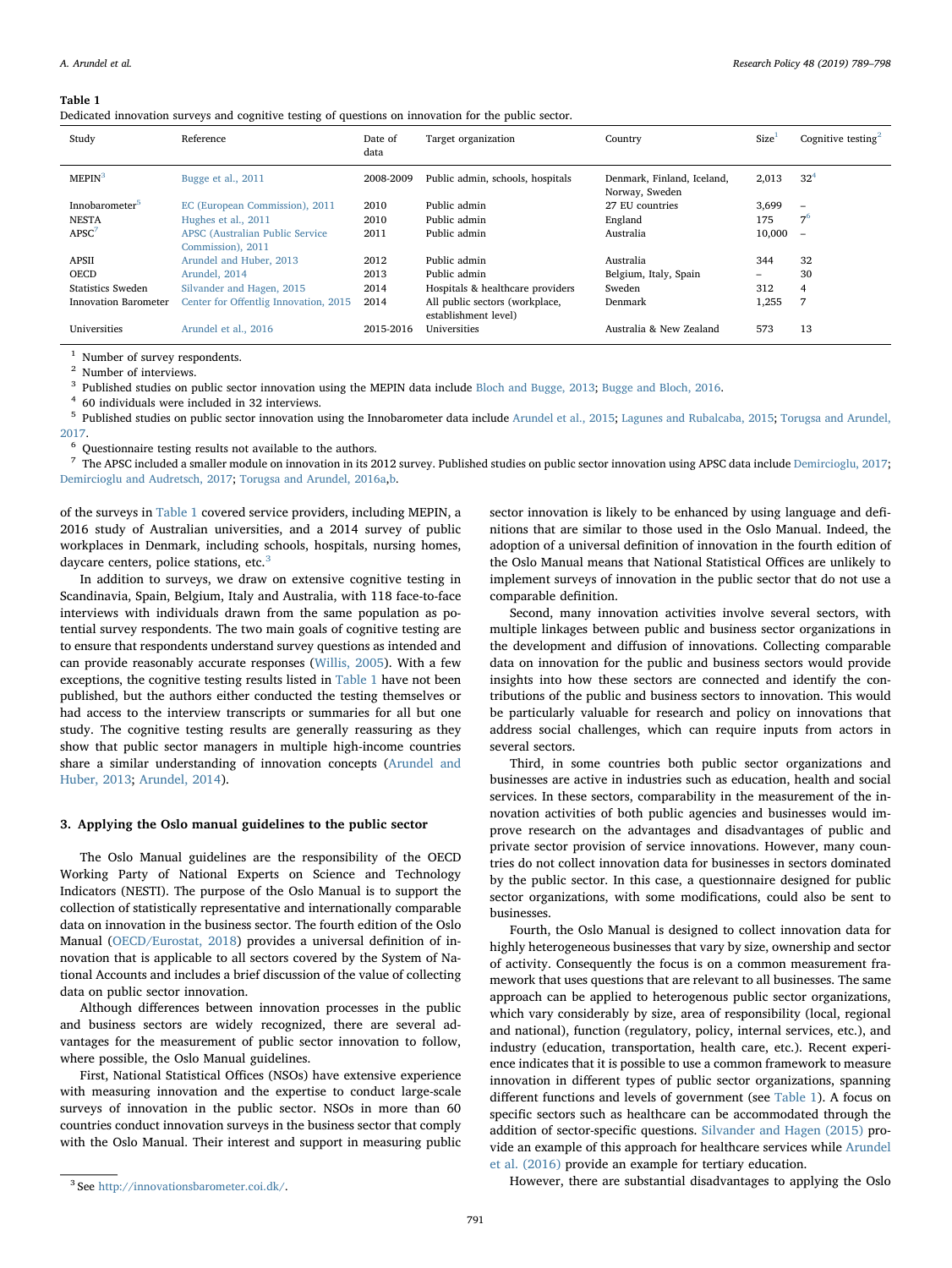**Table 1**
Dedicated innovation surveys and cognitive testing of questions on innovation for the public sector.

| Study | Reference | Date of data | Target organization | Country | Size[1] | Cognitive testing[2] |
|---|---|---|---|---|---|---|
| MEPIN[3] | Bugge et al., 2011 | 2008-2009 | Public admin, schools, hospitals | Denmark, Finland, Iceland, Norway, Sweden | 2,013 | 32[4] |
| Innobarometer[5] | EC (European Commission), 2011 | 2010 | Public admin | 27 EU countries | 3,699 | – |
| NESTA | Hughes et al., 2011 | 2010 | Public admin | England | 175 | 7[6] |
| APSC[7] | APSC (Australian Public Service Commission), 2011 | 2011 | Public admin | Australia | 10,000 | – |
| APSII | Arundel and Huber, 2013 | 2012 | Public admin | Australia | 344 | 32 |
| OECD | Arundel, 2014 | 2013 | Public admin | Belgium, Italy, Spain | – | 30 |
| Statistics Sweden | Silvander and Hagen, 2015 | 2014 | Hospitals & healthcare providers | Sweden | 312 | 4 |
| Innovation Barometer | Center for Offentlig Innovation, 2015 | 2014 | All public sectors (workplace, establishment level) | Denmark | 1,255 | 7 |
| Universities | Arundel et al., 2016 | 2015-2016 | Universities | Australia & New Zealand | 573 | 13 |

[1] Number of survey respondents.
[2] Number of interviews.
[3] Published studies on public sector innovation using the MEPIN data include Bloch and Bugge, 2013; Bugge and Bloch, 2016.
[4] 60 individuals were included in 32 interviews.
[5] Published studies on public sector innovation using the Innobarometer data include Arundel et al., 2015; Lagunes and Rubalcaba, 2015; Torugsa and Arundel, 2017.
[6] Questionnaire testing results not available to the authors.
[7] The APSC included a smaller module on innovation in its 2012 survey. Published studies on public sector innovation using APSC data include Demircioglu, 2017; Demircioglu and Audretsch, 2017; Torugsa and Arundel, 2016a,b.

of the surveys in Table 1 covered service providers, including MEPIN, a 2016 study of Australian universities, and a 2014 survey of public workplaces in Denmark, including schools, hospitals, nursing homes, daycare centers, police stations, etc.[3]

In addition to surveys, we draw on extensive cognitive testing in Scandinavia, Spain, Belgium, Italy and Australia, with 118 face-to-face interviews with individuals drawn from the same population as potential survey respondents. The two main goals of cognitive testing are to ensure that respondents understand survey questions as intended and can provide reasonably accurate responses (Willis, 2005). With a few exceptions, the cognitive testing results listed in Table 1 have not been published, but the authors either conducted the testing themselves or had access to the interview transcripts or summaries for all but one study. The cognitive testing results are generally reassuring as they show that public sector managers in multiple high-income countries share a similar understanding of innovation concepts (Arundel and Huber, 2013; Arundel, 2014).

## 3. Applying the Oslo manual guidelines to the public sector

The Oslo Manual guidelines are the responsibility of the OECD Working Party of National Experts on Science and Technology Indicators (NESTI). The purpose of the Oslo Manual is to support the collection of statistically representative and internationally comparable data on innovation in the business sector. The fourth edition of the Oslo Manual (OECD/Eurostat, 2018) provides a universal definition of innovation that is applicable to all sectors covered by the System of National Accounts and includes a brief discussion of the value of collecting data on public sector innovation.

Although differences between innovation processes in the public and business sectors are widely recognized, there are several advantages for the measurement of public sector innovation to follow, where possible, the Oslo Manual guidelines.

First, National Statistical Offices (NSOs) have extensive experience with measuring innovation and the expertise to conduct large-scale surveys of innovation in the public sector. NSOs in more than 60 countries conduct innovation surveys in the business sector that comply with the Oslo Manual. Their interest and support in measuring public sector innovation is likely to be enhanced by using language and definitions that are similar to those used in the Oslo Manual. Indeed, the adoption of a universal definition of innovation in the fourth edition of the Oslo Manual means that National Statistical Offices are unlikely to implement surveys of innovation in the public sector that do not use a comparable definition.

Second, many innovation activities involve several sectors, with multiple linkages between public and business sector organizations in the development and diffusion of innovations. Collecting comparable data on innovation for the public and business sectors would provide insights into how these sectors are connected and identify the contributions of the public and business sectors to innovation. This would be particularly valuable for research and policy on innovations that address social challenges, which can require inputs from actors in several sectors.

Third, in some countries both public sector organizations and businesses are active in industries such as education, health and social services. In these sectors, comparability in the measurement of the innovation activities of both public agencies and businesses would improve research on the advantages and disadvantages of public and private sector provision of service innovations. However, many countries do not collect innovation data for businesses in sectors dominated by the public sector. In this case, a questionnaire designed for public sector organizations, with some modifications, could also be sent to businesses.

Fourth, the Oslo Manual is designed to collect innovation data for highly heterogeneous businesses that vary by size, ownership and sector of activity. Consequently the focus is on a common measurement framework that uses questions that are relevant to all businesses. The same approach can be applied to heterogenous public sector organizations, which vary considerably by size, area of responsibility (local, regional and national), function (regulatory, policy, internal services, etc.), and industry (education, transportation, health care, etc.). Recent experience indicates that it is possible to use a common framework to measure innovation in different types of public sector organizations, spanning different functions and levels of government (see Table 1). A focus on specific sectors such as healthcare can be accommodated through the addition of sector-specific questions. Silvander and Hagen (2015) provide an example of this approach for healthcare services while Arundel et al. (2016) provide an example for tertiary education.

However, there are substantial disadvantages to applying the Oslo

[3] See http://innovationsbarometer.coi.dk/.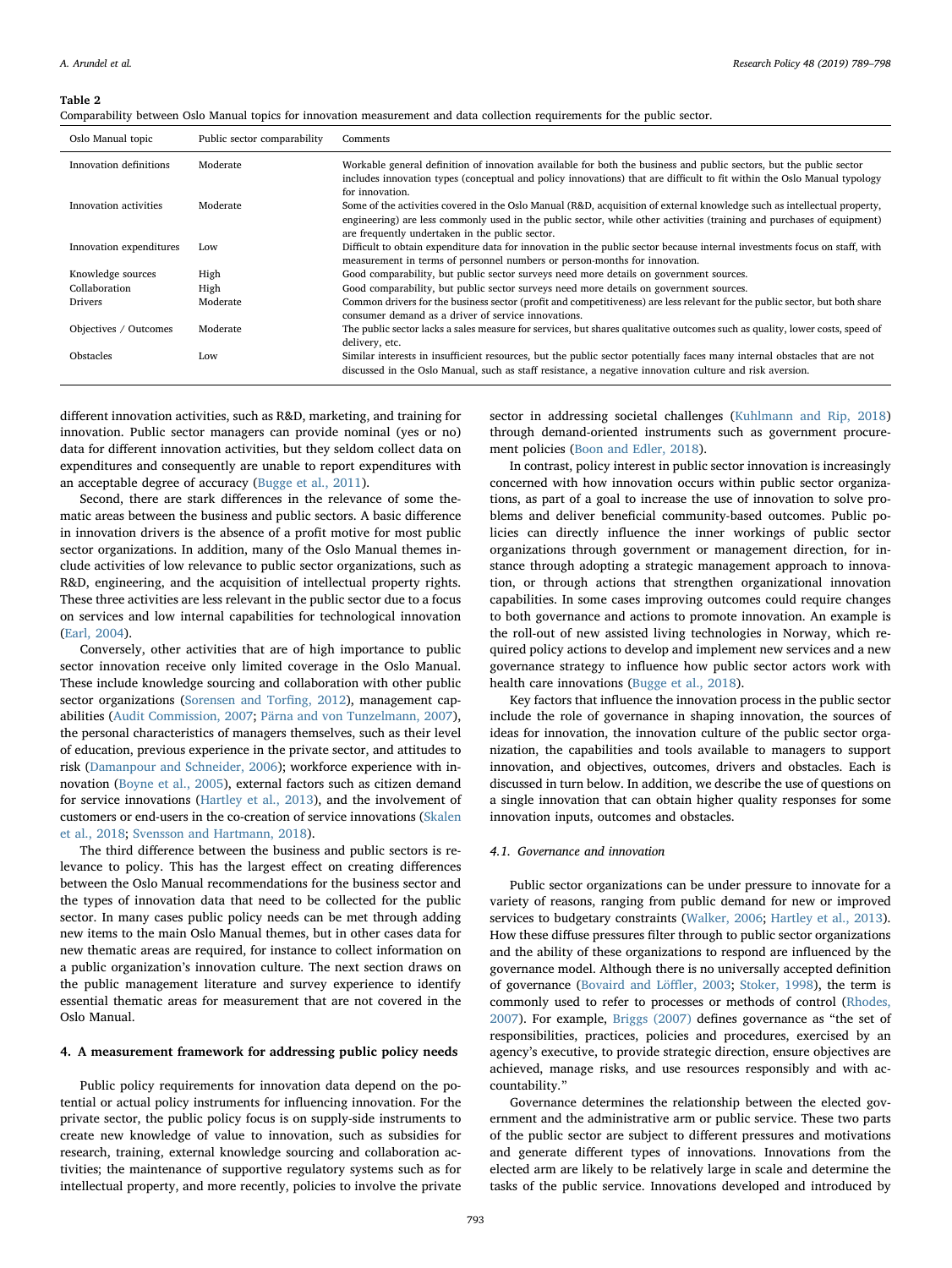**Table 2**
Comparability between Oslo Manual topics for innovation measurement and data collection requirements for the public sector.

| Oslo Manual topic | Public sector comparability | Comments |
|---|---|---|
| Innovation definitions | Moderate | Workable general definition of innovation available for both the business and public sectors, but the public sector includes innovation types (conceptual and policy innovations) that are difficult to fit within the Oslo Manual typology for innovation. |
| Innovation activities | Moderate | Some of the activities covered in the Oslo Manual (R&D, acquisition of external knowledge such as intellectual property, engineering) are less commonly used in the public sector, while other activities (training and purchases of equipment) are frequently undertaken in the public sector. |
| Innovation expenditures | Low | Difficult to obtain expenditure data for innovation in the public sector because internal investments focus on staff, with measurement in terms of personnel numbers or person-months for innovation. |
| Knowledge sources | High | Good comparability, but public sector surveys need more details on government sources. |
| Collaboration | High | Good comparability, but public sector surveys need more details on government sources. |
| Drivers | Moderate | Common drivers for the business sector (profit and competitiveness) are less relevant for the public sector, but both share consumer demand as a driver of service innovations. |
| Objectives / Outcomes | Moderate | The public sector lacks a sales measure for services, but shares qualitative outcomes such as quality, lower costs, speed of delivery, etc. |
| Obstacles | Low | Similar interests in insufficient resources, but the public sector potentially faces many internal obstacles that are not discussed in the Oslo Manual, such as staff resistance, a negative innovation culture and risk aversion. |

different innovation activities, such as R&D, marketing, and training for innovation. Public sector managers can provide nominal (yes or no) data for different innovation activities, but they seldom collect data on expenditures and consequently are unable to report expenditures with an acceptable degree of accuracy (Bugge et al., 2011).

Second, there are stark differences in the relevance of some thematic areas between the business and public sectors. A basic difference in innovation drivers is the absence of a profit motive for most public sector organizations. In addition, many of the Oslo Manual themes include activities of low relevance to public sector organizations, such as R&D, engineering, and the acquisition of intellectual property rights. These three activities are less relevant in the public sector due to a focus on services and low internal capabilities for technological innovation (Earl, 2004).

Conversely, other activities that are of high importance to public sector innovation receive only limited coverage in the Oslo Manual. These include knowledge sourcing and collaboration with other public sector organizations (Sorensen and Torfing, 2012), management capabilities (Audit Commission, 2007; Pärna and von Tunzelmann, 2007), the personal characteristics of managers themselves, such as their level of education, previous experience in the private sector, and attitudes to risk (Damanpour and Schneider, 2006); workforce experience with innovation (Boyne et al., 2005), external factors such as citizen demand for service innovations (Hartley et al., 2013), and the involvement of customers or end-users in the co-creation of service innovations (Skalen et al., 2018; Svensson and Hartmann, 2018).

The third difference between the business and public sectors is relevance to policy. This has the largest effect on creating differences between the Oslo Manual recommendations for the business sector and the types of innovation data that need to be collected for the public sector. In many cases public policy needs can be met through adding new items to the main Oslo Manual themes, but in other cases data for new thematic areas are required, for instance to collect information on a public organization's innovation culture. The next section draws on the public management literature and survey experience to identify essential thematic areas for measurement that are not covered in the Oslo Manual.

## 4. A measurement framework for addressing public policy needs

Public policy requirements for innovation data depend on the potential or actual policy instruments for influencing innovation. For the private sector, the public policy focus is on supply-side instruments to create new knowledge of value to innovation, such as subsidies for research, training, external knowledge sourcing and collaboration activities; the maintenance of supportive regulatory systems such as for intellectual property, and more recently, policies to involve the private sector in addressing societal challenges (Kuhlmann and Rip, 2018) through demand-oriented instruments such as government procurement policies (Boon and Edler, 2018).

In contrast, policy interest in public sector innovation is increasingly concerned with how innovation occurs within public sector organizations, as part of a goal to increase the use of innovation to solve problems and deliver beneficial community-based outcomes. Public policies can directly influence the inner workings of public sector organizations through government or management direction, for instance through adopting a strategic management approach to innovation, or through actions that strengthen organizational innovation capabilities. In some cases improving outcomes could require changes to both governance and actions to promote innovation. An example is the roll-out of new assisted living technologies in Norway, which required policy actions to develop and implement new services and a new governance strategy to influence how public sector actors work with health care innovations (Bugge et al., 2018).

Key factors that influence the innovation process in the public sector include the role of governance in shaping innovation, the sources of ideas for innovation, the innovation culture of the public sector organization, the capabilities and tools available to managers to support innovation, and objectives, outcomes, drivers and obstacles. Each is discussed in turn below. In addition, we describe the use of questions on a single innovation that can obtain higher quality responses for some innovation inputs, outcomes and obstacles.

### 4.1. Governance and innovation

Public sector organizations can be under pressure to innovate for a variety of reasons, ranging from public demand for new or improved services to budgetary constraints (Walker, 2006; Hartley et al., 2013). How these diffuse pressures filter through to public sector organizations and the ability of these organizations to respond are influenced by the governance model. Although there is no universally accepted definition of governance (Bovaird and Löffler, 2003; Stoker, 1998), the term is commonly used to refer to processes or methods of control (Rhodes, 2007). For example, Briggs (2007) defines governance as "the set of responsibilities, practices, policies and procedures, exercised by an agency's executive, to provide strategic direction, ensure objectives are achieved, manage risks, and use resources responsibly and with accountability."

Governance determines the relationship between the elected government and the administrative arm or public service. These two parts of the public sector are subject to different pressures and motivations and generate different types of innovations. Innovations from the elected arm are likely to be relatively large in scale and determine the tasks of the public service. Innovations developed and introduced by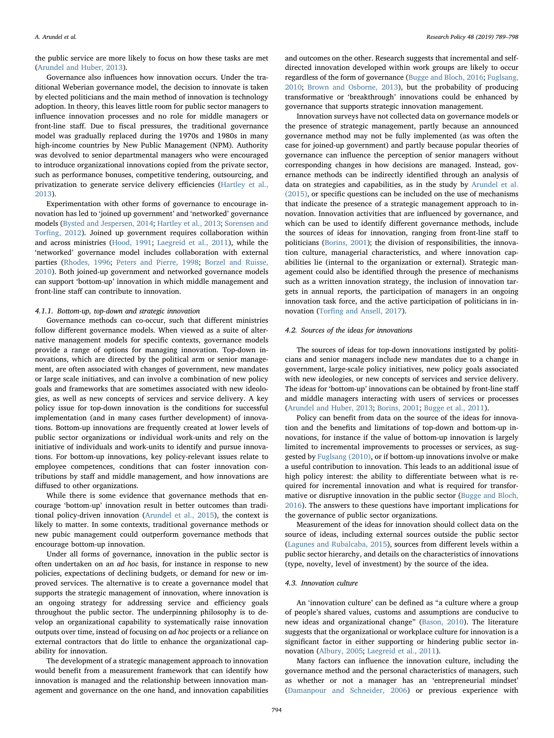the public service are more likely to focus on how these tasks are met (Arundel and Huber, 2013).

Governance also influences how innovation occurs. Under the traditional Weberian governance model, the decision to innovate is taken by elected politicians and the main method of innovation is technology adoption. In theory, this leaves little room for public sector managers to influence innovation processes and no role for middle managers or front-line staff. Due to fiscal pressures, the traditional governance model was gradually replaced during the 1970s and 1980s in many high-income countries by New Public Management (NPM). Authority was devolved to senior departmental managers who were encouraged to introduce organizational innovations copied from the private sector, such as performance bonuses, competitive tendering, outsourcing, and privatization to generate service delivery efficiencies (Hartley et al., 2013).

Experimentation with other forms of governance to encourage innovation has led to 'joined up government' and 'networked' governance models (Bysted and Jespersen, 2014; Hartley et al., 2013; Sorensen and Torfing, 2012). Joined up government requires collaboration within and across ministries (Hood, 1991; Laegreid et al., 2011), while the 'networked' governance model includes collaboration with external parties (Rhodes, 1996; Peters and Pierre, 1998; Borzel and Ruisse, 2010). Both joined-up government and networked governance models can support 'bottom-up' innovation in which middle management and front-line staff can contribute to innovation.

#### 4.1.1. Bottom-up, top-down and strategic innovation

Governance methods can co-occur, such that different ministries follow different governance models. When viewed as a suite of alternative management models for specific contexts, governance models provide a range of options for managing innovation. Top-down innovations, which are directed by the political arm or senior management, are often associated with changes of government, new mandates or large scale initiatives, and can involve a combination of new policy goals and frameworks that are sometimes associated with new ideologies, as well as new concepts of services and service delivery. A key policy issue for top-down innovation is the conditions for successful implementation (and in many cases further development) of innovations. Bottom-up innovations are frequently created at lower levels of public sector organizations or individual work-units and rely on the initiative of individuals and work-units to identify and pursue innovations. For bottom-up innovations, key policy-relevant issues relate to employee competences, conditions that can foster innovation contributions by staff and middle management, and how innovations are diffused to other organizations.

While there is some evidence that governance methods that encourage 'bottom-up' innovation result in better outcomes than traditional policy-driven innovation (Arundel et al., 2015), the context is likely to matter. In some contexts, traditional governance methods or new pubic management could outperform governance methods that encourage bottom-up innovation.

Under all forms of governance, innovation in the public sector is often undertaken on an *ad hoc* basis, for instance in response to new policies, expectations of declining budgets, or demand for new or improved services. The alternative is to create a governance model that supports the strategic management of innovation, where innovation is an ongoing strategy for addressing service and efficiency goals throughout the public sector. The underpinning philosophy is to develop an organizational capability to systematically raise innovation outputs over time, instead of focusing on *ad hoc* projects or a reliance on external contractors that do little to enhance the organizational capability for innovation.

The development of a strategic management approach to innovation would benefit from a measurement framework that can identify how innovation is managed and the relationship between innovation management and governance on the one hand, and innovation capabilities and outcomes on the other. Research suggests that incremental and self-directed innovation developed within work groups are likely to occur regardless of the form of governance (Bugge and Bloch, 2016; Fuglsang, 2010; Brown and Osborne, 2013), but the probability of producing transformative or 'breakthrough' innovations could be enhanced by governance that supports strategic innovation management.

Innovation surveys have not collected data on governance models or the presence of strategic management, partly because an announced governance method may not be fully implemented (as was often the case for joined-up government) and partly because popular theories of governance can influence the perception of senior managers without corresponding changes in how decisions are managed. Instead, governance methods can be indirectly identified through an analysis of data on strategies and capabilities, as in the study by Arundel et al. (2015), or specific questions can be included on the use of mechanisms that indicate the presence of a strategic management approach to innovation. Innovation activities that are influenced by governance, and which can be used to identify different governance methods, include the sources of ideas for innovation, ranging from front-line staff to politicians (Borins, 2001); the division of responsibilities, the innovation culture, managerial characteristics, and where innovation capabilities lie (internal to the organization or external). Strategic management could also be identified through the presence of mechanisms such as a written innovation strategy, the inclusion of innovation targets in annual reports, the participation of managers in an ongoing innovation task force, and the active participation of politicians in innovation (Torfing and Ansell, 2017).

### 4.2. Sources of the ideas for innovations

The sources of ideas for top-down innovations instigated by politicians and senior managers include new mandates due to a change in government, large-scale policy initiatives, new policy goals associated with new ideologies, or new concepts of services and service delivery. The ideas for 'bottom-up' innovations can be obtained by front-line staff and middle managers interacting with users of services or processes (Arundel and Huber, 2013; Borins, 2001; Bugge et al., 2011).

Policy can benefit from data on the source of the ideas for innovation and the benefits and limitations of top-down and bottom-up innovations, for instance if the value of bottom-up innovation is largely limited to incremental improvements to processes or services, as suggested by Fuglsang (2010), or if bottom-up innovations involve or make a useful contribution to innovation. This leads to an additional issue of high policy interest: the ability to differentiate between what is required for incremental innovation and what is required for transformative or disruptive innovation in the public sector (Bugge and Bloch, 2016). The answers to these questions have important implications for the governance of public sector organizations.

Measurement of the ideas for innovation should collect data on the source of ideas, including external sources outside the public sector (Lagunes and Rubalcaba, 2015), sources from different levels within a public sector hierarchy, and details on the characteristics of innovations (type, novelty, level of investment) by the source of the idea.

### 4.3. Innovation culture

An 'innovation culture' can be defined as "a culture where a group of people's shared values, customs and assumptions are conducive to new ideas and organizational change" (Bason, 2010). The literature suggests that the organizational or workplace culture for innovation is a significant factor in either supporting or hindering public sector innovation (Albury, 2005; Laegreid et al., 2011).

Many factors can influence the innovation culture, including the governance method and the personal characteristics of managers, such as whether or not a manager has an 'entrepreneurial mindset' (Damanpour and Schneider, 2006) or previous experience with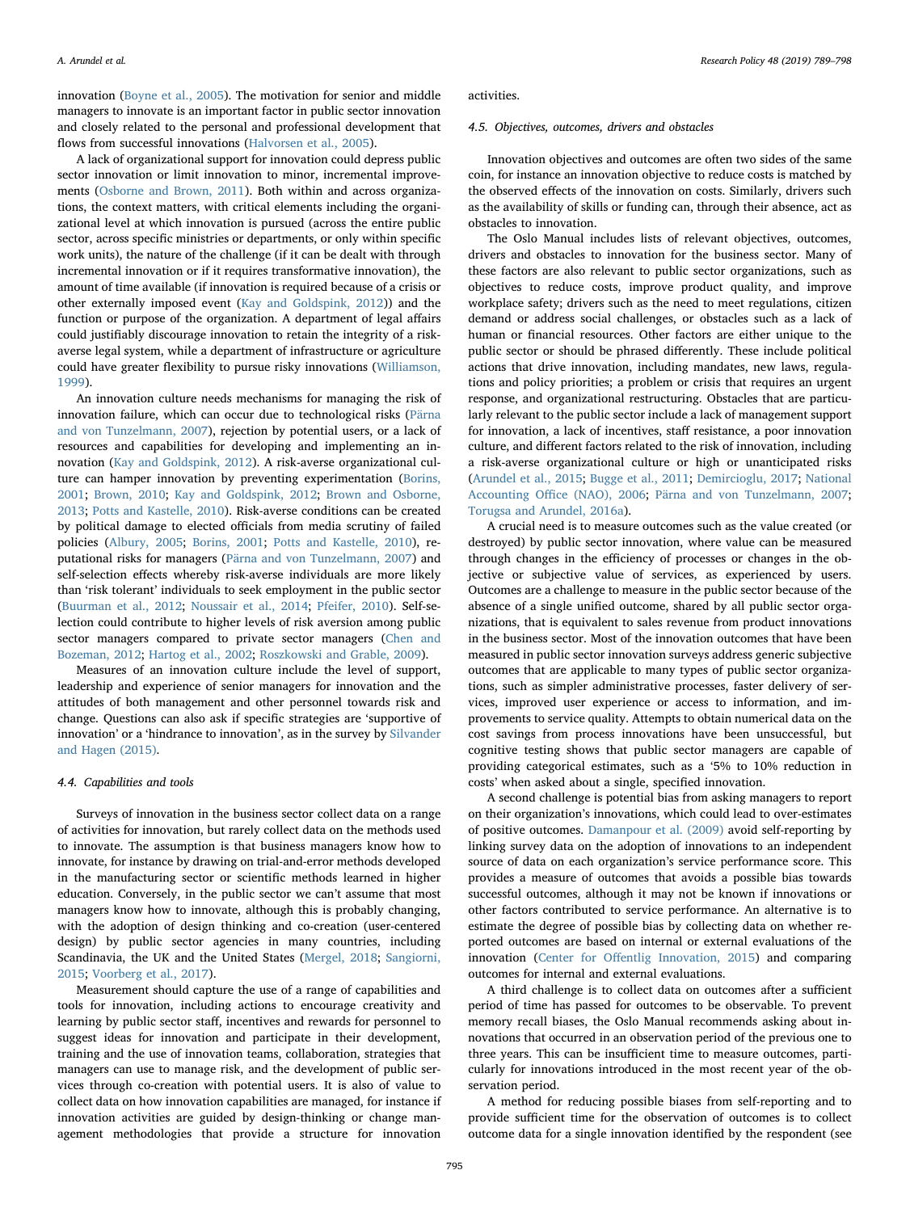innovation (Boyne et al., 2005). The motivation for senior and middle managers to innovate is an important factor in public sector innovation and closely related to the personal and professional development that flows from successful innovations (Halvorsen et al., 2005).

A lack of organizational support for innovation could depress public sector innovation or limit innovation to minor, incremental improvements (Osborne and Brown, 2011). Both within and across organizations, the context matters, with critical elements including the organizational level at which innovation is pursued (across the entire public sector, across specific ministries or departments, or only within specific work units), the nature of the challenge (if it can be dealt with through incremental innovation or if it requires transformative innovation), the amount of time available (if innovation is required because of a crisis or other externally imposed event (Kay and Goldspink, 2012)) and the function or purpose of the organization. A department of legal affairs could justifiably discourage innovation to retain the integrity of a risk-averse legal system, while a department of infrastructure or agriculture could have greater flexibility to pursue risky innovations (Williamson, 1999).

An innovation culture needs mechanisms for managing the risk of innovation failure, which can occur due to technological risks (Pärna and von Tunzelmann, 2007), rejection by potential users, or a lack of resources and capabilities for developing and implementing an innovation (Kay and Goldspink, 2012). A risk-averse organizational culture can hamper innovation by preventing experimentation (Borins, 2001; Brown, 2010; Kay and Goldspink, 2012; Brown and Osborne, 2013; Potts and Kastelle, 2010). Risk-averse conditions can be created by political damage to elected officials from media scrutiny of failed policies (Albury, 2005; Borins, 2001; Potts and Kastelle, 2010), reputational risks for managers (Pärna and von Tunzelmann, 2007) and self-selection effects whereby risk-averse individuals are more likely than 'risk tolerant' individuals to seek employment in the public sector (Buurman et al., 2012; Noussair et al., 2014; Pfeifer, 2010). Self-selection could contribute to higher levels of risk aversion among public sector managers compared to private sector managers (Chen and Bozeman, 2012; Hartog et al., 2002; Roszkowski and Grable, 2009).

Measures of an innovation culture include the level of support, leadership and experience of senior managers for innovation and the attitudes of both management and other personnel towards risk and change. Questions can also ask if specific strategies are 'supportive of innovation' or a 'hindrance to innovation', as in the survey by Silvander and Hagen (2015).

### 4.4. Capabilities and tools

Surveys of innovation in the business sector collect data on a range of activities for innovation, but rarely collect data on the methods used to innovate. The assumption is that business managers know how to innovate, for instance by drawing on trial-and-error methods developed in the manufacturing sector or scientific methods learned in higher education. Conversely, in the public sector we can't assume that most managers know how to innovate, although this is probably changing, with the adoption of design thinking and co-creation (user-centered design) by public sector agencies in many countries, including Scandinavia, the UK and the United States (Mergel, 2018; Sangiorni, 2015; Voorberg et al., 2017).

Measurement should capture the use of a range of capabilities and tools for innovation, including actions to encourage creativity and learning by public sector staff, incentives and rewards for personnel to suggest ideas for innovation and participate in their development, training and the use of innovation teams, collaboration, strategies that managers can use to manage risk, and the development of public services through co-creation with potential users. It is also of value to collect data on how innovation capabilities are managed, for instance if innovation activities are guided by design-thinking or change management methodologies that provide a structure for innovation activities.

### 4.5. Objectives, outcomes, drivers and obstacles

Innovation objectives and outcomes are often two sides of the same coin, for instance an innovation objective to reduce costs is matched by the observed effects of the innovation on costs. Similarly, drivers such as the availability of skills or funding can, through their absence, act as obstacles to innovation.

The Oslo Manual includes lists of relevant objectives, outcomes, drivers and obstacles to innovation for the business sector. Many of these factors are also relevant to public sector organizations, such as objectives to reduce costs, improve product quality, and improve workplace safety; drivers such as the need to meet regulations, citizen demand or address social challenges, or obstacles such as a lack of human or financial resources. Other factors are either unique to the public sector or should be phrased differently. These include political actions that drive innovation, including mandates, new laws, regulations and policy priorities; a problem or crisis that requires an urgent response, and organizational restructuring. Obstacles that are particularly relevant to the public sector include a lack of management support for innovation, a lack of incentives, staff resistance, a poor innovation culture, and different factors related to the risk of innovation, including a risk-averse organizational culture or high or unanticipated risks (Arundel et al., 2015; Bugge et al., 2011; Demircioglu, 2017; National Accounting Office (NAO), 2006; Pärna and von Tunzelmann, 2007; Torugsa and Arundel, 2016a).

A crucial need is to measure outcomes such as the value created (or destroyed) by public sector innovation, where value can be measured through changes in the efficiency of processes or changes in the objective or subjective value of services, as experienced by users. Outcomes are a challenge to measure in the public sector because of the absence of a single unified outcome, shared by all public sector organizations, that is equivalent to sales revenue from product innovations in the business sector. Most of the innovation outcomes that have been measured in public sector innovation surveys address generic subjective outcomes that are applicable to many types of public sector organizations, such as simpler administrative processes, faster delivery of services, improved user experience or access to information, and improvements to service quality. Attempts to obtain numerical data on the cost savings from process innovations have been unsuccessful, but cognitive testing shows that public sector managers are capable of providing categorical estimates, such as a '5% to 10% reduction in costs' when asked about a single, specified innovation.

A second challenge is potential bias from asking managers to report on their organization's innovations, which could lead to over-estimates of positive outcomes. Damanpour et al. (2009) avoid self-reporting by linking survey data on the adoption of innovations to an independent source of data on each organization's service performance score. This provides a measure of outcomes that avoids a possible bias towards successful outcomes, although it may not be known if innovations or other factors contributed to service performance. An alternative is to estimate the degree of possible bias by collecting data on whether reported outcomes are based on internal or external evaluations of the innovation (Center for Offentlig Innovation, 2015) and comparing outcomes for internal and external evaluations.

A third challenge is to collect data on outcomes after a sufficient period of time has passed for outcomes to be observable. To prevent memory recall biases, the Oslo Manual recommends asking about innovations that occurred in an observation period of the previous one to three years. This can be insufficient time to measure outcomes, particularly for innovations introduced in the most recent year of the observation period.

A method for reducing possible biases from self-reporting and to provide sufficient time for the observation of outcomes is to collect outcome data for a single innovation identified by the respondent (see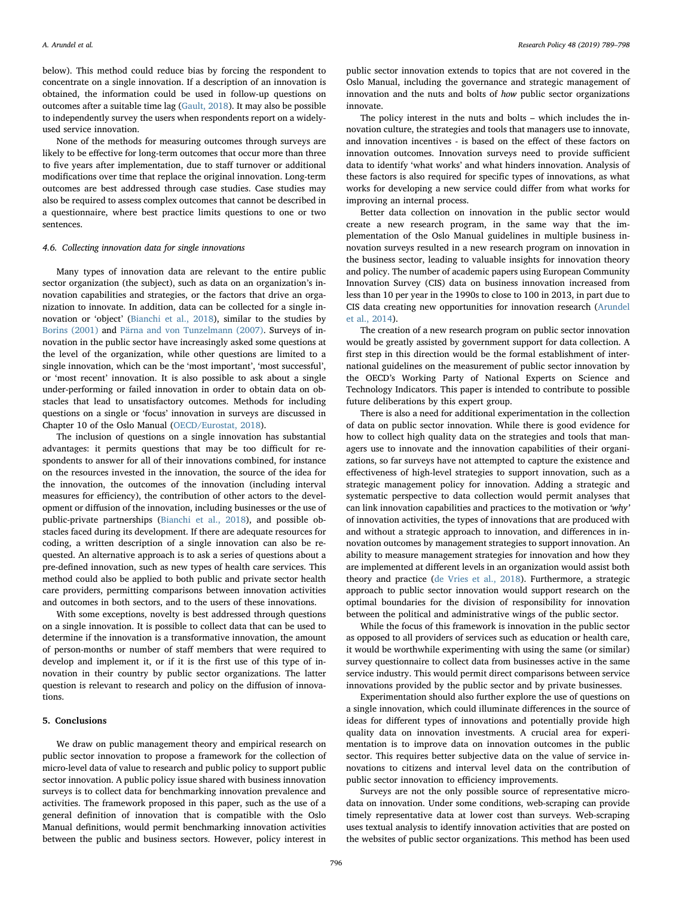below). This method could reduce bias by forcing the respondent to concentrate on a single innovation. If a description of an innovation is obtained, the information could be used in follow-up questions on outcomes after a suitable time lag (Gault, 2018). It may also be possible to independently survey the users when respondents report on a widely-used service innovation.

None of the methods for measuring outcomes through surveys are likely to be effective for long-term outcomes that occur more than three to five years after implementation, due to staff turnover or additional modifications over time that replace the original innovation. Long-term outcomes are best addressed through case studies. Case studies may also be required to assess complex outcomes that cannot be described in a questionnaire, where best practice limits questions to one or two sentences.

### 4.6. Collecting innovation data for single innovations

Many types of innovation data are relevant to the entire public sector organization (the subject), such as data on an organization's innovation capabilities and strategies, or the factors that drive an organization to innovate. In addition, data can be collected for a single innovation or 'object' (Bianchi et al., 2018), similar to the studies by Borins (2001) and Pärna and von Tunzelmann (2007). Surveys of innovation in the public sector have increasingly asked some questions at the level of the organization, while other questions are limited to a single innovation, which can be the 'most important', 'most successful', or 'most recent' innovation. It is also possible to ask about a single under-performing or failed innovation in order to obtain data on obstacles that lead to unsatisfactory outcomes. Methods for including questions on a single or 'focus' innovation in surveys are discussed in Chapter 10 of the Oslo Manual (OECD/Eurostat, 2018).

The inclusion of questions on a single innovation has substantial advantages: it permits questions that may be too difficult for respondents to answer for all of their innovations combined, for instance on the resources invested in the innovation, the source of the idea for the innovation, the outcomes of the innovation (including interval measures for efficiency), the contribution of other actors to the development or diffusion of the innovation, including businesses or the use of public-private partnerships (Bianchi et al., 2018), and possible obstacles faced during its development. If there are adequate resources for coding, a written description of a single innovation can also be requested. An alternative approach is to ask a series of questions about a pre-defined innovation, such as new types of health care services. This method could also be applied to both public and private sector health care providers, permitting comparisons between innovation activities and outcomes in both sectors, and to the users of these innovations.

With some exceptions, novelty is best addressed through questions on a single innovation. It is possible to collect data that can be used to determine if the innovation is a transformative innovation, the amount of person-months or number of staff members that were required to develop and implement it, or if it is the first use of this type of innovation in their country by public sector organizations. The latter question is relevant to research and policy on the diffusion of innovations.

## 5. Conclusions

We draw on public management theory and empirical research on public sector innovation to propose a framework for the collection of micro-level data of value to research and public policy to support public sector innovation. A public policy issue shared with business innovation surveys is to collect data for benchmarking innovation prevalence and activities. The framework proposed in this paper, such as the use of a general definition of innovation that is compatible with the Oslo Manual definitions, would permit benchmarking innovation activities between the public and business sectors. However, policy interest in public sector innovation extends to topics that are not covered in the Oslo Manual, including the governance and strategic management of innovation and the nuts and bolts of *how* public sector organizations innovate.

The policy interest in the nuts and bolts – which includes the innovation culture, the strategies and tools that managers use to innovate, and innovation incentives - is based on the effect of these factors on innovation outcomes. Innovation surveys need to provide sufficient data to identify 'what works' and what hinders innovation. Analysis of these factors is also required for specific types of innovations, as what works for developing a new service could differ from what works for improving an internal process.

Better data collection on innovation in the public sector would create a new research program, in the same way that the implementation of the Oslo Manual guidelines in multiple business innovation surveys resulted in a new research program on innovation in the business sector, leading to valuable insights for innovation theory and policy. The number of academic papers using European Community Innovation Survey (CIS) data on business innovation increased from less than 10 per year in the 1990s to close to 100 in 2013, in part due to CIS data creating new opportunities for innovation research (Arundel et al., 2014).

The creation of a new research program on public sector innovation would be greatly assisted by government support for data collection. A first step in this direction would be the formal establishment of international guidelines on the measurement of public sector innovation by the OECD's Working Party of National Experts on Science and Technology Indicators. This paper is intended to contribute to possible future deliberations by this expert group.

There is also a need for additional experimentation in the collection of data on public sector innovation. While there is good evidence for how to collect high quality data on the strategies and tools that managers use to innovate and the innovation capabilities of their organizations, so far surveys have not attempted to capture the existence and effectiveness of high-level strategies to support innovation, such as a strategic management policy for innovation. Adding a strategic and systematic perspective to data collection would permit analyses that can link innovation capabilities and practices to the motivation or *'why'* of innovation activities, the types of innovations that are produced with and without a strategic approach to innovation, and differences in innovation outcomes by management strategies to support innovation. An ability to measure management strategies for innovation and how they are implemented at different levels in an organization would assist both theory and practice (de Vries et al., 2018). Furthermore, a strategic approach to public sector innovation would support research on the optimal boundaries for the division of responsibility for innovation between the political and administrative wings of the public sector.

While the focus of this framework is innovation in the public sector as opposed to all providers of services such as education or health care, it would be worthwhile experimenting with using the same (or similar) survey questionnaire to collect data from businesses active in the same service industry. This would permit direct comparisons between service innovations provided by the public sector and by private businesses.

Experimentation should also further explore the use of questions on a single innovation, which could illuminate differences in the source of ideas for different types of innovations and potentially provide high quality data on innovation investments. A crucial area for experimentation is to improve data on innovation outcomes in the public sector. This requires better subjective data on the value of service innovations to citizens and interval level data on the contribution of public sector innovation to efficiency improvements.

Surveys are not the only possible source of representative micro-data on innovation. Under some conditions, web-scraping can provide timely representative data at lower cost than surveys. Web-scraping uses textual analysis to identify innovation activities that are posted on the websites of public sector organizations. This method has been used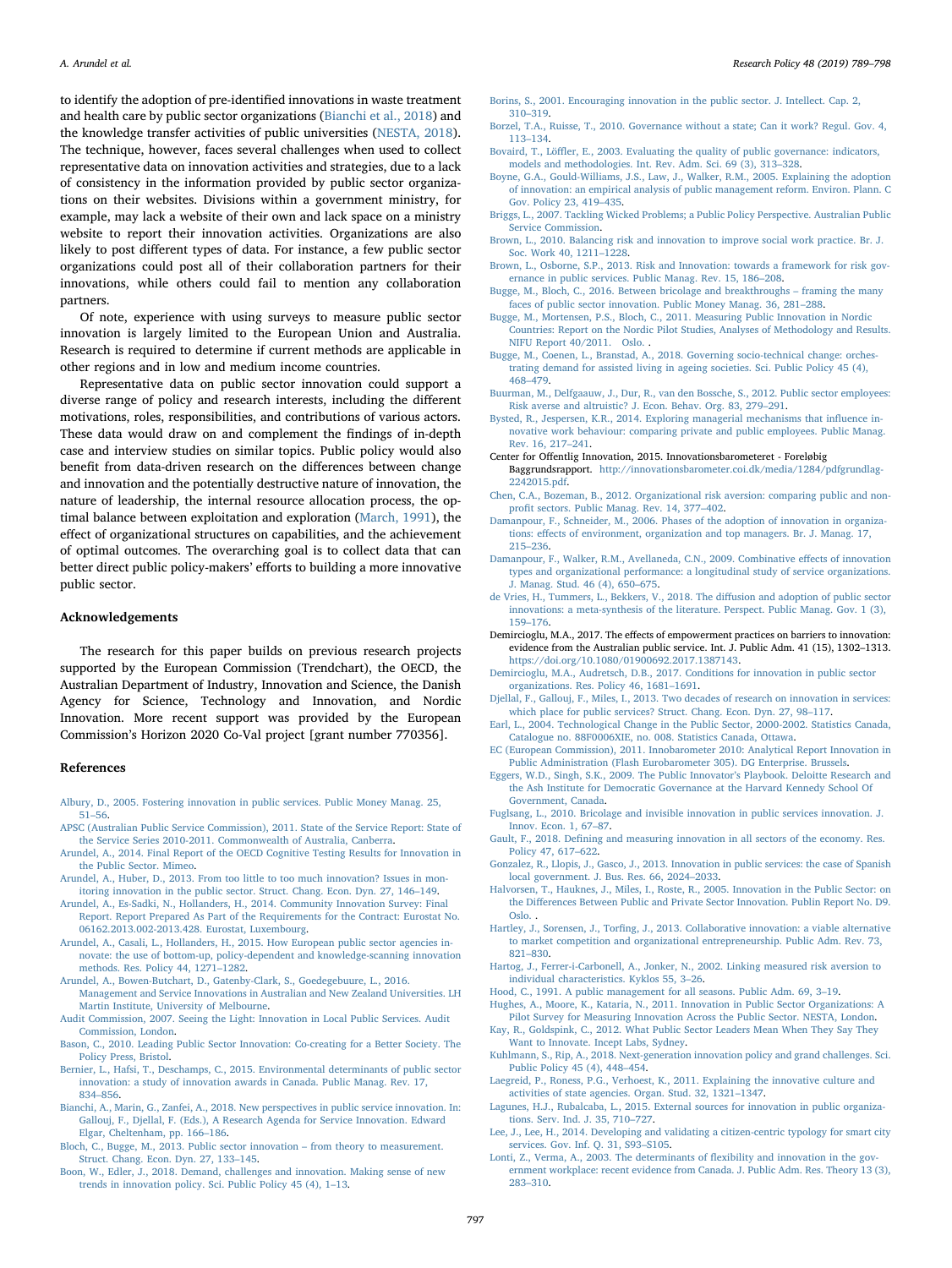to identify the adoption of pre-identified innovations in waste treatment and health care by public sector organizations (Bianchi et al., 2018) and the knowledge transfer activities of public universities (NESTA, 2018). The technique, however, faces several challenges when used to collect representative data on innovation activities and strategies, due to a lack of consistency in the information provided by public sector organizations on their websites. Divisions within a government ministry, for example, may lack a website of their own and lack space on a ministry website to report their innovation activities. Organizations are also likely to post different types of data. For instance, a few public sector organizations could post all of their collaboration partners for their innovations, while others could fail to mention any collaboration partners.

Of note, experience with using surveys to measure public sector innovation is largely limited to the European Union and Australia. Research is required to determine if current methods are applicable in other regions and in low and medium income countries.

Representative data on public sector innovation could support a diverse range of policy and research interests, including the different motivations, roles, responsibilities, and contributions of various actors. These data would draw on and complement the findings of in-depth case and interview studies on similar topics. Public policy would also benefit from data-driven research on the differences between change and innovation and the potentially destructive nature of innovation, the nature of leadership, the internal resource allocation process, the optimal balance between exploitation and exploration (March, 1991), the effect of organizational structures on capabilities, and the achievement of optimal outcomes. The overarching goal is to collect data that can better direct public policy-makers' efforts to building a more innovative public sector.

## Acknowledgements

The research for this paper builds on previous research projects supported by the European Commission (Trendchart), the OECD, the Australian Department of Industry, Innovation and Science, the Danish Agency for Science, Technology and Innovation, and Nordic Innovation. More recent support was provided by the European Commission's Horizon 2020 Co-Val project [grant number 770356].

## References

Albury, D., 2005. Fostering innovation in public services. Public Money Manag. 25, 51–56.

APSC (Australian Public Service Commission), 2011. State of the Service Report: State of the Service Series 2010-2011. Commonwealth of Australia, Canberra.

Arundel, A., 2014. Final Report of the OECD Cognitive Testing Results for Innovation in the Public Sector. Mimeo.

Arundel, A., Huber, D., 2013. From too little to too much innovation? Issues in monitoring innovation in the public sector. Struct. Chang. Econ. Dyn. 27, 146–149.

Arundel, A., Es-Sadki, N., Hollanders, H., 2014. Community Innovation Survey: Final Report. Report Prepared As Part of the Requirements for the Contract: Eurostat No. 06162.2013.002-2013.428. Eurostat, Luxembourg.

Arundel, A., Casali, L., Hollanders, H., 2015. How European public sector agencies innovate: the use of bottom-up, policy-dependent and knowledge-scanning innovation methods. Res. Policy 44, 1271–1282.

Arundel, A., Bowen-Butchart, D., Gatenby-Clark, S., Goedegebuure, L., 2016. Management and Service Innovations in Australian and New Zealand Universities. LH Martin Institute, University of Melbourne.

Audit Commission, 2007. Seeing the Light: Innovation in Local Public Services. Audit Commission, London.

Bason, C., 2010. Leading Public Sector Innovation: Co-creating for a Better Society. The Policy Press, Bristol.

Bernier, L., Hafsi, T., Deschamps, C., 2015. Environmental determinants of public sector innovation: a study of innovation awards in Canada. Public Manag. Rev. 17, 834–856.

Bianchi, A., Marin, G., Zanfei, A., 2018. New perspectives in public service innovation. In: Gallouj, F., Djellal, F. (Eds.), A Research Agenda for Service Innovation. Edward Elgar, Cheltenham, pp. 166–186.

Bloch, C., Bugge, M., 2013. Public sector innovation – from theory to measurement. Struct. Chang. Econ. Dyn. 27, 133–145.

Boon, W., Edler, J., 2018. Demand, challenges and innovation. Making sense of new trends in innovation policy. Sci. Public Policy 45 (4), 1–13.

Borins, S., 2001. Encouraging innovation in the public sector. J. Intellect. Cap. 2, 310–319.

Borzel, T.A., Ruisse, T., 2010. Governance without a state; Can it work? Regul. Gov. 4, 113–134.

Bovaird, T., Löffler, E., 2003. Evaluating the quality of public governance: indicators, models and methodologies. Int. Rev. Adm. Sci. 69 (3), 313–328.

Boyne, G.A., Gould-Williams, J.S., Law, J., Walker, R.M., 2005. Explaining the adoption of innovation: an empirical analysis of public management reform. Environ. Plann. C Gov. Policy 23, 419–435.

Briggs, L., 2007. Tackling Wicked Problems; a Public Policy Perspective. Australian Public Service Commission.

Brown, L., 2010. Balancing risk and innovation to improve social work practice. Br. J. Soc. Work 40, 1211–1228.

Brown, L., Osborne, S.P., 2013. Risk and Innovation: towards a framework for risk governance in public services. Public Manag. Rev. 15, 186–208.

Bugge, M., Bloch, C., 2016. Between bricolage and breakthroughs – framing the many faces of public sector innovation. Public Money Manag. 36, 281–288.

Bugge, M., Mortensen, P.S., Bloch, C., 2011. Measuring Public Innovation in Nordic Countries: Report on the Nordic Pilot Studies, Analyses of Methodology and Results. NIFU Report 40/2011. Oslo. .

Bugge, M., Coenen, L., Branstad, A., 2018. Governing socio-technical change: orchestrating demand for assisted living in ageing societies. Sci. Public Policy 45 (4), 468–479.

Buurman, M., Delfgaauw, J., Dur, R., van den Bossche, S., 2012. Public sector employees: Risk averse and altruistic? J. Econ. Behav. Org. 83, 279–291.

Bysted, R., Jespersen, K.R., 2014. Exploring managerial mechanisms that influence innovative work behaviour: comparing private and public employees. Public Manag. Rev. 16, 217–241.

Center for Offentlig Innovation, 2015. Innovationsbarometeret - Foreløbig Baggrundsrapport. http://innovationsbarometer.coi.dk/media/1284/pdfgrundlag-2242015.pdf.

Chen, C.A., Bozeman, B., 2012. Organizational risk aversion: comparing public and non-profit sectors. Public Manag. Rev. 14, 377–402.

Damanpour, F., Schneider, M., 2006. Phases of the adoption of innovation in organizations: effects of environment, organization and top managers. Br. J. Manag. 17, 215–236.

Damanpour, F., Walker, R.M., Avellaneda, C.N., 2009. Combinative effects of innovation types and organizational performance: a longitudinal study of service organizations. J. Manag. Stud. 46 (4), 650–675.

de Vries, H., Tummers, L., Bekkers, V., 2018. The diffusion and adoption of public sector innovations: a meta-synthesis of the literature. Perspect. Public Manag. Gov. 1 (3), 159–176.

Demircioglu, M.A., 2017. The effects of empowerment practices on barriers to innovation: evidence from the Australian public service. Int. J. Public Adm. 41 (15), 1302–1313. https://doi.org/10.1080/01900692.2017.1387143.

Demircioglu, M.A., Audretsch, D.B., 2017. Conditions for innovation in public sector organizations. Res. Policy 46, 1681–1691.

Djellal, F., Gallouj, F., Miles, I., 2013. Two decades of research on innovation in services: which place for public services? Struct. Chang. Econ. Dyn. 27, 98–117.

Earl, L., 2004. Technological Change in the Public Sector, 2000-2002. Statistics Canada, Catalogue no. 88F0006XIE, no. 008. Statistics Canada, Ottawa.

EC (European Commission), 2011. Innobarometer 2010: Analytical Report Innovation in Public Administration (Flash Eurobarometer 305). DG Enterprise. Brussels.

Eggers, W.D., Singh, S.K., 2009. The Public Innovator's Playbook. Deloitte Research and the Ash Institute for Democratic Governance at the Harvard Kennedy School Of Government, Canada.

Fuglsang, L., 2010. Bricolage and invisible innovation in public services innovation. J. Innov. Econ. 1, 67–87.

Gault, F., 2018. Defining and measuring innovation in all sectors of the economy. Res. Policy 47, 617–622.

Gonzalez, R., Llopis, J., Gasco, J., 2013. Innovation in public services: the case of Spanish local government. J. Bus. Res. 66, 2024–2033.

Halvorsen, T., Hauknes, J., Miles, I., Roste, R., 2005. Innovation in the Public Sector: on the Differences Between Public and Private Sector Innovation. Publin Report No. D9. Oslo. .

Hartley, J., Sorensen, J., Torfing, J., 2013. Collaborative innovation: a viable alternative to market competition and organizational entrepreneurship. Public Adm. Rev. 73, 821–830.

Hartog, J., Ferrer-i-Carbonell, A., Jonker, N., 2002. Linking measured risk aversion to individual characteristics. Kyklos 55, 3–26.

Hood, C., 1991. A public management for all seasons. Public Adm. 69, 3–19.

Hughes, A., Moore, K., Kataria, N., 2011. Innovation in Public Sector Organizations: A Pilot Survey for Measuring Innovation Across the Public Sector. NESTA, London.

Kay, R., Goldspink, C., 2012. What Public Sector Leaders Mean When They Say They Want to Innovate. Incept Labs, Sydney.

Kuhlmann, S., Rip, A., 2018. Next-generation innovation policy and grand challenges. Sci. Public Policy 45 (4), 448–454.

Laegreid, P., Roness, P.G., Verhoest, K., 2011. Explaining the innovative culture and activities of state agencies. Organ. Stud. 32, 1321–1347.

Lagunes, H.J., Rubalcaba, L., 2015. External sources for innovation in public organizations. Serv. Ind. J. 35, 710–727.

Lee, J., Lee, H., 2014. Developing and validating a citizen-centric typology for smart city services. Gov. Inf. Q. 31, S93–S105.

Lonti, Z., Verma, A., 2003. The determinants of flexibility and innovation in the government workplace: recent evidence from Canada. J. Public Adm. Res. Theory 13 (3), 283–310.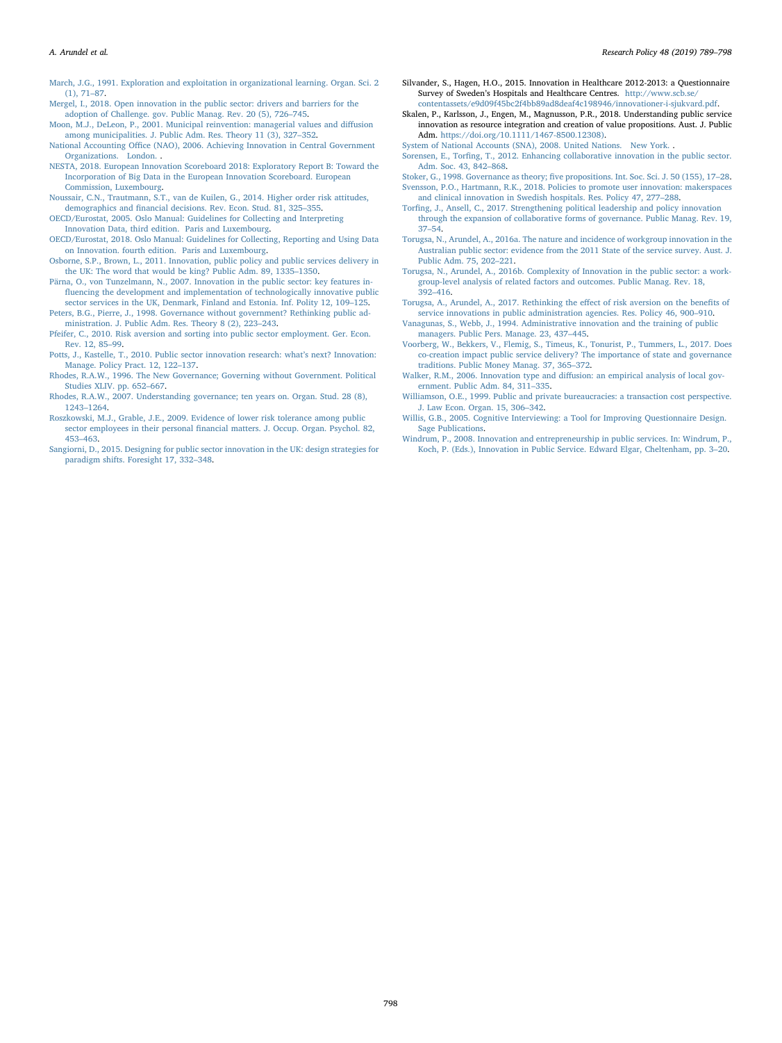March, J.G., 1991. Exploration and exploitation in organizational learning. Organ. Sci. 2 (1), 71–87.

Mergel, I., 2018. Open innovation in the public sector: drivers and barriers for the adoption of Challenge. gov. Public Manag. Rev. 20 (5), 726–745.

Moon, M.J., DeLeon, P., 2001. Municipal reinvention: managerial values and diffusion among municipalities. J. Public Adm. Res. Theory 11 (3), 327–352.

National Accounting Office (NAO), 2006. Achieving Innovation in Central Government Organizations. London. .

NESTA, 2018. European Innovation Scoreboard 2018: Exploratory Report B: Toward the Incorporation of Big Data in the European Innovation Scoreboard. European Commission, Luxembourg.

Noussair, C.N., Trautmann, S.T., van de Kuilen, G., 2014. Higher order risk attitudes, demographics and financial decisions. Rev. Econ. Stud. 81, 325–355.

OECD/Eurostat, 2005. Oslo Manual: Guidelines for Collecting and Interpreting Innovation Data, third edition. Paris and Luxembourg.

OECD/Eurostat, 2018. Oslo Manual: Guidelines for Collecting, Reporting and Using Data on Innovation. fourth edition. Paris and Luxembourg.

Osborne, S.P., Brown, L., 2011. Innovation, public policy and public services delivery in the UK: The word that would be king? Public Adm. 89, 1335–1350.

Pärna, O., von Tunzelmann, N., 2007. Innovation in the public sector: key features influencing the development and implementation of technologically innovative public sector services in the UK, Denmark, Finland and Estonia. Inf. Polity 12, 109–125.

Peters, B.G., Pierre, J., 1998. Governance without government? Rethinking public administration. J. Public Adm. Res. Theory 8 (2), 223–243.

Pfeifer, C., 2010. Risk aversion and sorting into public sector employment. Ger. Econ. Rev. 12, 85–99.

Potts, J., Kastelle, T., 2010. Public sector innovation research: what's next? Innovation: Manage. Policy Pract. 12, 122–137.

Rhodes, R.A.W., 1996. The New Governance; Governing without Government. Political Studies XLIV. pp. 652–667.

Rhodes, R.A.W., 2007. Understanding governance; ten years on. Organ. Stud. 28 (8), 1243–1264.

Roszkowski, M.J., Grable, J.E., 2009. Evidence of lower risk tolerance among public sector employees in their personal financial matters. J. Occup. Organ. Psychol. 82, 453–463.

Sangiorni, D., 2015. Designing for public sector innovation in the UK: design strategies for paradigm shifts. Foresight 17, 332–348.

Silvander, S., Hagen, H.O., 2015. Innovation in Healthcare 2012-2013: a Questionnaire Survey of Sweden's Hospitals and Healthcare Centres. http://www.scb.se/contentassets/e9d09f45bc2f4bb89ad8deaf4c198946/innovationer-i-sjukvard.pdf.

Skalen, P., Karlsson, J., Engen, M., Magnusson, P.R., 2018. Understanding public service innovation as resource integration and creation of value propositions. Aust. J. Public Adm. https://doi.org/10.1111/1467-8500.12308).

System of National Accounts (SNA), 2008. United Nations. New York. .

Sorensen, E., Torfing, T., 2012. Enhancing collaborative innovation in the public sector. Adm. Soc. 43, 842–868.

Stoker, G., 1998. Governance as theory; five propositions. Int. Soc. Sci. J. 50 (155), 17–28.

Svensson, P.O., Hartmann, R.K., 2018. Policies to promote user innovation: makerspaces and clinical innovation in Swedish hospitals. Res. Policy 47, 277–288.

Torfing, J., Ansell, C., 2017. Strengthening political leadership and policy innovation through the expansion of collaborative forms of governance. Public Manag. Rev. 19, 37–54.

Torugsa, N., Arundel, A., 2016a. The nature and incidence of workgroup innovation in the Australian public sector: evidence from the 2011 State of the service survey. Aust. J. Public Adm. 75, 202–221.

Torugsa, N., Arundel, A., 2016b. Complexity of Innovation in the public sector: a workgroup-level analysis of related factors and outcomes. Public Manag. Rev. 18, 392–416.

Torugsa, A., Arundel, A., 2017. Rethinking the effect of risk aversion on the benefits of service innovations in public administration agencies. Res. Policy 46, 900–910.

Vanagunas, S., Webb, J., 1994. Administrative innovation and the training of public managers. Public Pers. Manage. 23, 437–445.

Voorberg, W., Bekkers, V., Flemig, S., Timeus, K., Tonurist, P., Tummers, L., 2017. Does co-creation impact public service delivery? The importance of state and governance traditions. Public Money Manag. 37, 365–372.

Walker, R.M., 2006. Innovation type and diffusion: an empirical analysis of local government. Public Adm. 84, 311–335.

Williamson, O.E., 1999. Public and private bureaucracies: a transaction cost perspective. J. Law Econ. Organ. 15, 306–342.

Willis, G.B., 2005. Cognitive Interviewing: a Tool for Improving Questionnaire Design. Sage Publications.

Windrum, P., 2008. Innovation and entrepreneurship in public services. In: Windrum, P., Koch, P. (Eds.), Innovation in Public Service. Edward Elgar, Cheltenham, pp. 3–20.